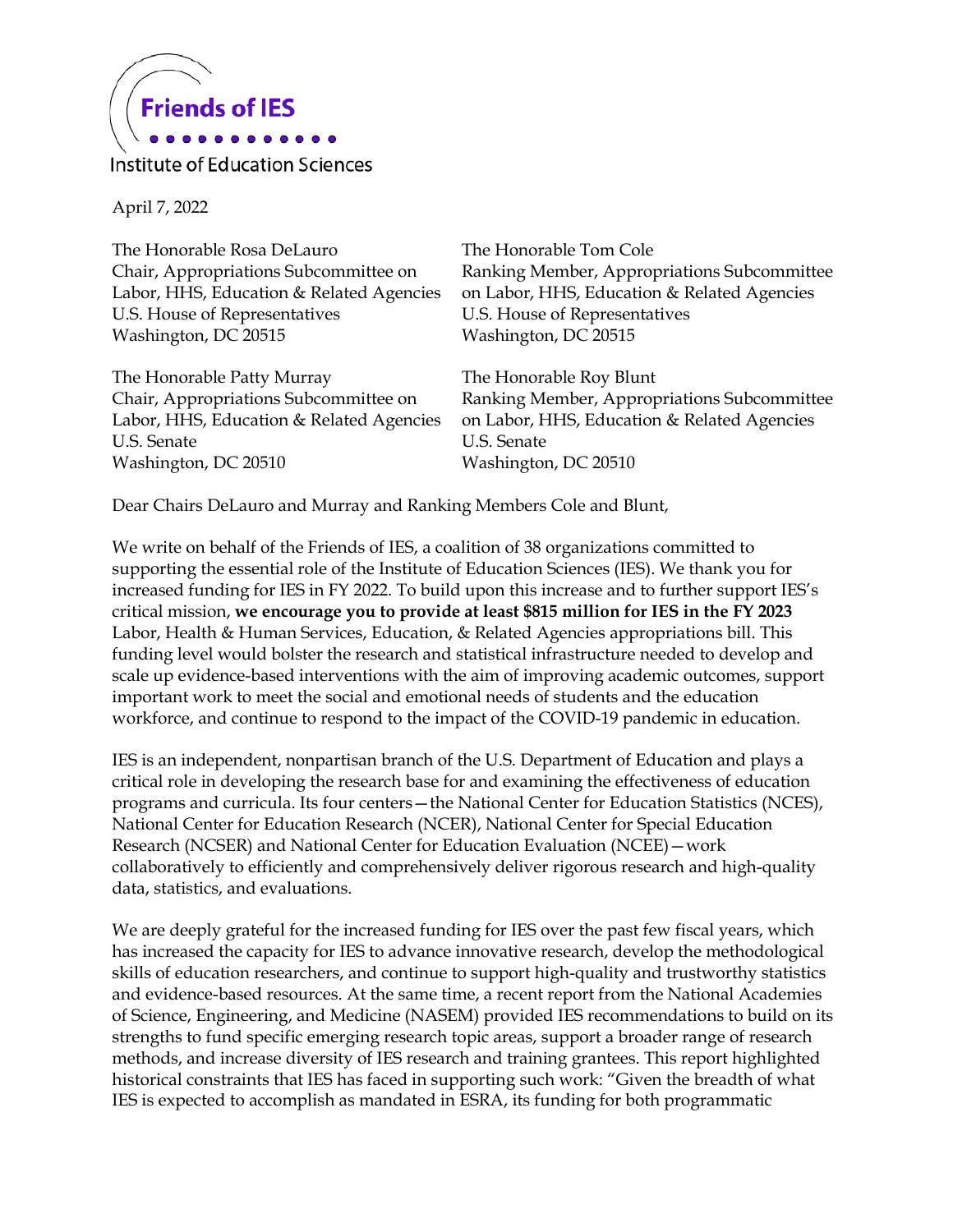Friends of IES

Institute of Education Sciences

April 7, 2022

The Honorable Rosa DeLauro
Chair, Appropriations Subcommittee on Labor, HHS, Education & Related Agencies
U.S. House of Representatives
Washington, DC 20515

The Honorable Tom Cole
Ranking Member, Appropriations Subcommittee on Labor, HHS, Education & Related Agencies
U.S. House of Representatives
Washington, DC 20515

The Honorable Patty Murray
Chair, Appropriations Subcommittee on Labor, HHS, Education & Related Agencies
U.S. Senate
Washington, DC 20510

The Honorable Roy Blunt
Ranking Member, Appropriations Subcommittee on Labor, HHS, Education & Related Agencies
U.S. Senate
Washington, DC 20510

Dear Chairs DeLauro and Murray and Ranking Members Cole and Blunt,

We write on behalf of the Friends of IES, a coalition of 38 organizations committed to supporting the essential role of the Institute of Education Sciences (IES). We thank you for increased funding for IES in FY 2022. To build upon this increase and to further support IES's critical mission, **we encourage you to provide at least $815 million for IES in the FY 2023** Labor, Health & Human Services, Education, & Related Agencies appropriations bill. This funding level would bolster the research and statistical infrastructure needed to develop and scale up evidence-based interventions with the aim of improving academic outcomes, support important work to meet the social and emotional needs of students and the education workforce, and continue to respond to the impact of the COVID-19 pandemic in education.

IES is an independent, nonpartisan branch of the U.S. Department of Education and plays a critical role in developing the research base for and examining the effectiveness of education programs and curricula. Its four centers—the National Center for Education Statistics (NCES), National Center for Education Research (NCER), National Center for Special Education Research (NCSER) and National Center for Education Evaluation (NCEE)—work collaboratively to efficiently and comprehensively deliver rigorous research and high-quality data, statistics, and evaluations.

We are deeply grateful for the increased funding for IES over the past few fiscal years, which has increased the capacity for IES to advance innovative research, develop the methodological skills of education researchers, and continue to support high-quality and trustworthy statistics and evidence-based resources. At the same time, a recent report from the National Academies of Science, Engineering, and Medicine (NASEM) provided IES recommendations to build on its strengths to fund specific emerging research topic areas, support a broader range of research methods, and increase diversity of IES research and training grantees. This report highlighted historical constraints that IES has faced in supporting such work: "Given the breadth of what IES is expected to accomplish as mandated in ESRA, its funding for both programmatic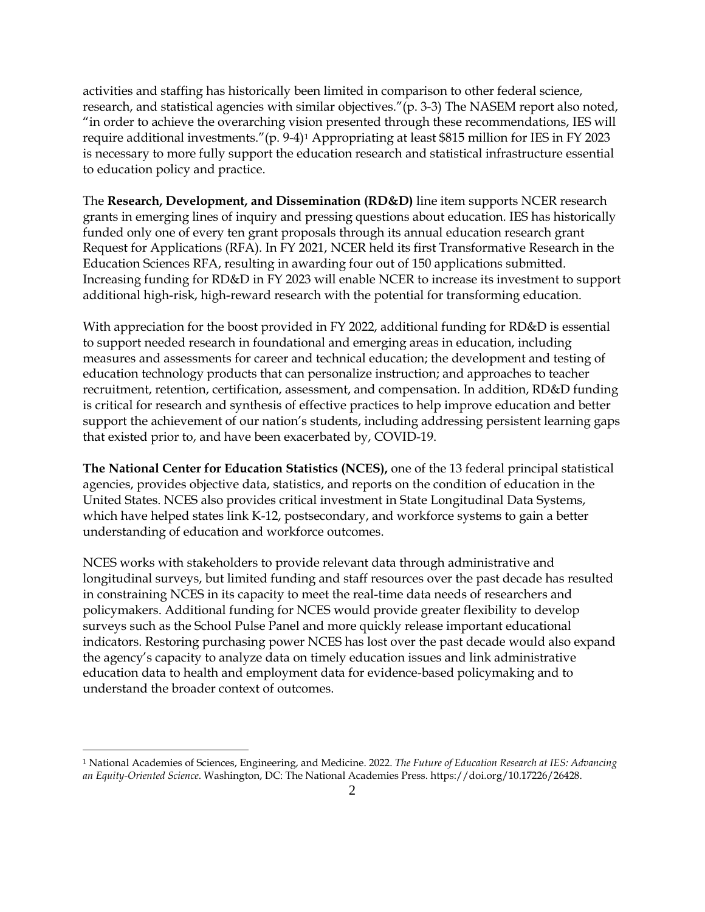activities and staffing has historically been limited in comparison to other federal science, research, and statistical agencies with similar objectives."(p. 3-3) The NASEM report also noted, "in order to achieve the overarching vision presented through these recommendations, IES will require additional investments."(p. 9-4)[1] Appropriating at least $815 million for IES in FY 2023 is necessary to more fully support the education research and statistical infrastructure essential to education policy and practice.

The **Research, Development, and Dissemination (RD&D)** line item supports NCER research grants in emerging lines of inquiry and pressing questions about education. IES has historically funded only one of every ten grant proposals through its annual education research grant Request for Applications (RFA). In FY 2021, NCER held its first Transformative Research in the Education Sciences RFA, resulting in awarding four out of 150 applications submitted. Increasing funding for RD&D in FY 2023 will enable NCER to increase its investment to support additional high-risk, high-reward research with the potential for transforming education.

With appreciation for the boost provided in FY 2022, additional funding for RD&D is essential to support needed research in foundational and emerging areas in education, including measures and assessments for career and technical education; the development and testing of education technology products that can personalize instruction; and approaches to teacher recruitment, retention, certification, assessment, and compensation. In addition, RD&D funding is critical for research and synthesis of effective practices to help improve education and better support the achievement of our nation's students, including addressing persistent learning gaps that existed prior to, and have been exacerbated by, COVID-19.

**The National Center for Education Statistics (NCES),** one of the 13 federal principal statistical agencies, provides objective data, statistics, and reports on the condition of education in the United States. NCES also provides critical investment in State Longitudinal Data Systems, which have helped states link K-12, postsecondary, and workforce systems to gain a better understanding of education and workforce outcomes.

NCES works with stakeholders to provide relevant data through administrative and longitudinal surveys, but limited funding and staff resources over the past decade has resulted in constraining NCES in its capacity to meet the real-time data needs of researchers and policymakers. Additional funding for NCES would provide greater flexibility to develop surveys such as the School Pulse Panel and more quickly release important educational indicators. Restoring purchasing power NCES has lost over the past decade would also expand the agency's capacity to analyze data on timely education issues and link administrative education data to health and employment data for evidence-based policymaking and to understand the broader context of outcomes.

---

[1] National Academies of Sciences, Engineering, and Medicine. 2022. *The Future of Education Research at IES: Advancing an Equity-Oriented Science*. Washington, DC: The National Academies Press. https://doi.org/10.17226/26428.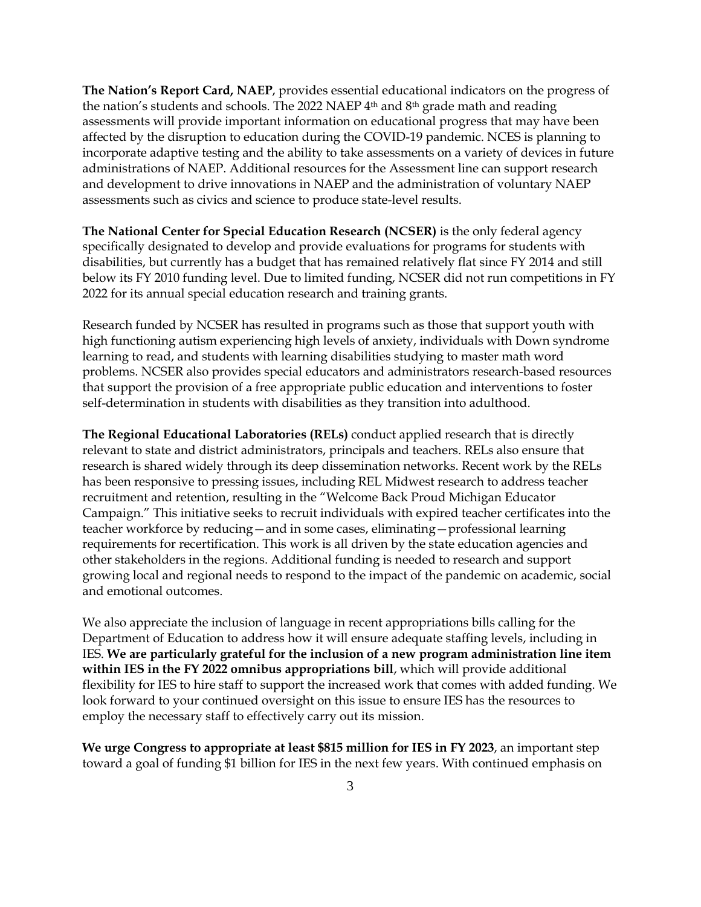**The Nation's Report Card, NAEP**, provides essential educational indicators on the progress of the nation's students and schools. The 2022 NAEP 4th and 8th grade math and reading assessments will provide important information on educational progress that may have been affected by the disruption to education during the COVID-19 pandemic. NCES is planning to incorporate adaptive testing and the ability to take assessments on a variety of devices in future administrations of NAEP. Additional resources for the Assessment line can support research and development to drive innovations in NAEP and the administration of voluntary NAEP assessments such as civics and science to produce state-level results.

**The National Center for Special Education Research (NCSER)** is the only federal agency specifically designated to develop and provide evaluations for programs for students with disabilities, but currently has a budget that has remained relatively flat since FY 2014 and still below its FY 2010 funding level. Due to limited funding, NCSER did not run competitions in FY 2022 for its annual special education research and training grants.

Research funded by NCSER has resulted in programs such as those that support youth with high functioning autism experiencing high levels of anxiety, individuals with Down syndrome learning to read, and students with learning disabilities studying to master math word problems. NCSER also provides special educators and administrators research-based resources that support the provision of a free appropriate public education and interventions to foster self-determination in students with disabilities as they transition into adulthood.

**The Regional Educational Laboratories (RELs)** conduct applied research that is directly relevant to state and district administrators, principals and teachers. RELs also ensure that research is shared widely through its deep dissemination networks. Recent work by the RELs has been responsive to pressing issues, including REL Midwest research to address teacher recruitment and retention, resulting in the "Welcome Back Proud Michigan Educator Campaign." This initiative seeks to recruit individuals with expired teacher certificates into the teacher workforce by reducing—and in some cases, eliminating—professional learning requirements for recertification. This work is all driven by the state education agencies and other stakeholders in the regions. Additional funding is needed to research and support growing local and regional needs to respond to the impact of the pandemic on academic, social and emotional outcomes.

We also appreciate the inclusion of language in recent appropriations bills calling for the Department of Education to address how it will ensure adequate staffing levels, including in IES. **We are particularly grateful for the inclusion of a new program administration line item within IES in the FY 2022 omnibus appropriations bill**, which will provide additional flexibility for IES to hire staff to support the increased work that comes with added funding. We look forward to your continued oversight on this issue to ensure IES has the resources to employ the necessary staff to effectively carry out its mission.

**We urge Congress to appropriate at least $815 million for IES in FY 2023**, an important step toward a goal of funding $1 billion for IES in the next few years. With continued emphasis on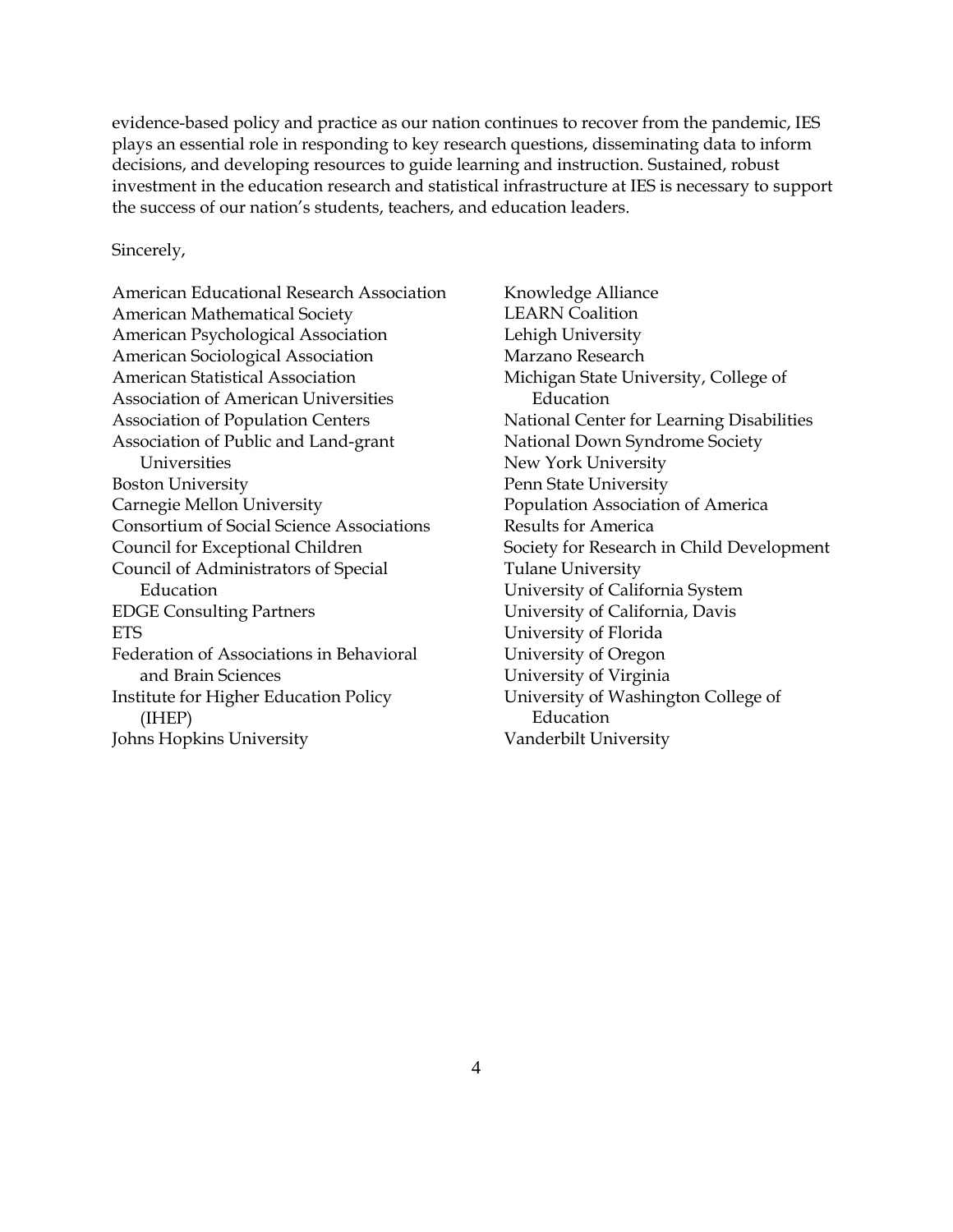evidence-based policy and practice as our nation continues to recover from the pandemic, IES plays an essential role in responding to key research questions, disseminating data to inform decisions, and developing resources to guide learning and instruction. Sustained, robust investment in the education research and statistical infrastructure at IES is necessary to support the success of our nation's students, teachers, and education leaders.

Sincerely,

American Educational Research Association
American Mathematical Society
American Psychological Association
American Sociological Association
American Statistical Association
Association of American Universities
Association of Population Centers
Association of Public and Land-grant Universities
Boston University
Carnegie Mellon University
Consortium of Social Science Associations
Council for Exceptional Children
Council of Administrators of Special Education
EDGE Consulting Partners
ETS
Federation of Associations in Behavioral and Brain Sciences
Institute for Higher Education Policy (IHEP)
Johns Hopkins University
Knowledge Alliance
LEARN Coalition
Lehigh University
Marzano Research
Michigan State University, College of Education
National Center for Learning Disabilities
National Down Syndrome Society
New York University
Penn State University
Population Association of America
Results for America
Society for Research in Child Development
Tulane University
University of California System
University of California, Davis
University of Florida
University of Oregon
University of Virginia
University of Washington College of Education
Vanderbilt University